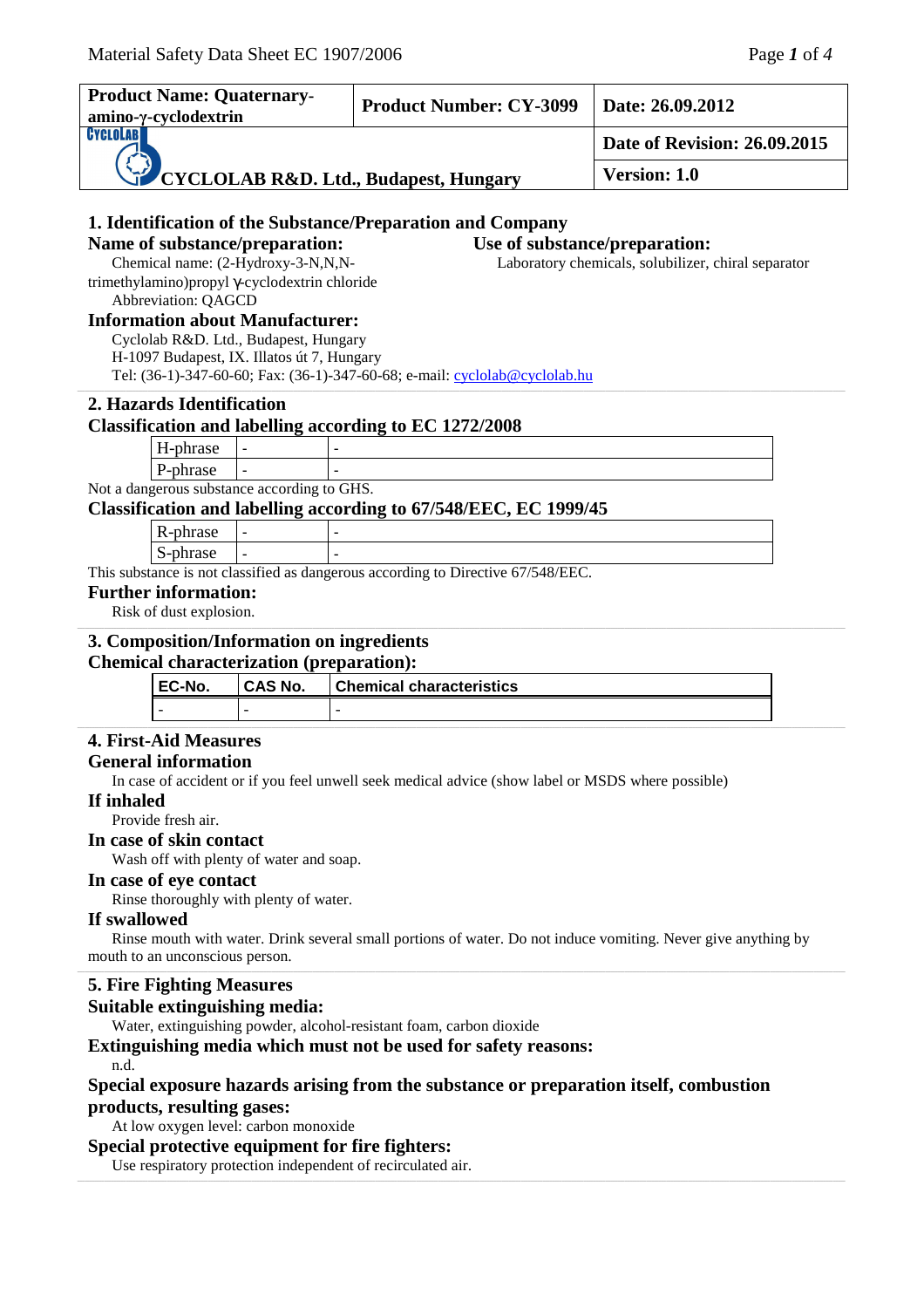| Product Name: Quaternary-amino-γ-cyclodextrin | Product Number: CY-3099 | Date: 26.09.2012 |
|---|---|---|
| CYCLOLAB R&D. Ltd., Budapest, Hungary | | Date of Revision: 26.09.2015 |
| | | Version: 1.0 |

## 1. Identification of the Substance/Preparation and Company

### Name of substance/preparation:

Chemical name: (2-Hydroxy-3-N,N,N-trimethylamino)propyl γ-cyclodextrin chloride

Abbreviation: QAGCD

### Use of substance/preparation:

Laboratory chemicals, solubilizer, chiral separator

### Information about Manufacturer:

Cyclolab R&D. Ltd., Budapest, Hungary
H-1097 Budapest, IX. Illatos út 7, Hungary
Tel: (36-1)-347-60-60; Fax: (36-1)-347-60-68; e-mail: cyclolab@cyclolab.hu

## 2. Hazards Identification

### Classification and labelling according to EC 1272/2008

| H-phrase | - | - |
|---|---|---|
| P-phrase | - | - |

Not a dangerous substance according to GHS.

### Classification and labelling according to 67/548/EEC, EC 1999/45

| R-phrase | - | - |
|---|---|---|
| S-phrase | - | - |

This substance is not classified as dangerous according to Directive 67/548/EEC.

### Further information:

Risk of dust explosion.

## 3. Composition/Information on ingredients

### Chemical characterization (preparation):

| EC-No. | CAS No. | Chemical characteristics |
|---|---|---|
| - | - | - |

## 4. First-Aid Measures

### General information

In case of accident or if you feel unwell seek medical advice (show label or MSDS where possible)

### If inhaled

Provide fresh air.

### In case of skin contact

Wash off with plenty of water and soap.

### In case of eye contact

Rinse thoroughly with plenty of water.

### If swallowed

Rinse mouth with water. Drink several small portions of water. Do not induce vomiting. Never give anything by mouth to an unconscious person.

## 5. Fire Fighting Measures

### Suitable extinguishing media:

Water, extinguishing powder, alcohol-resistant foam, carbon dioxide

### Extinguishing media which must not be used for safety reasons:

n.d.

### Special exposure hazards arising from the substance or preparation itself, combustion products, resulting gases:

At low oxygen level: carbon monoxide

### Special protective equipment for fire fighters:

Use respiratory protection independent of recirculated air.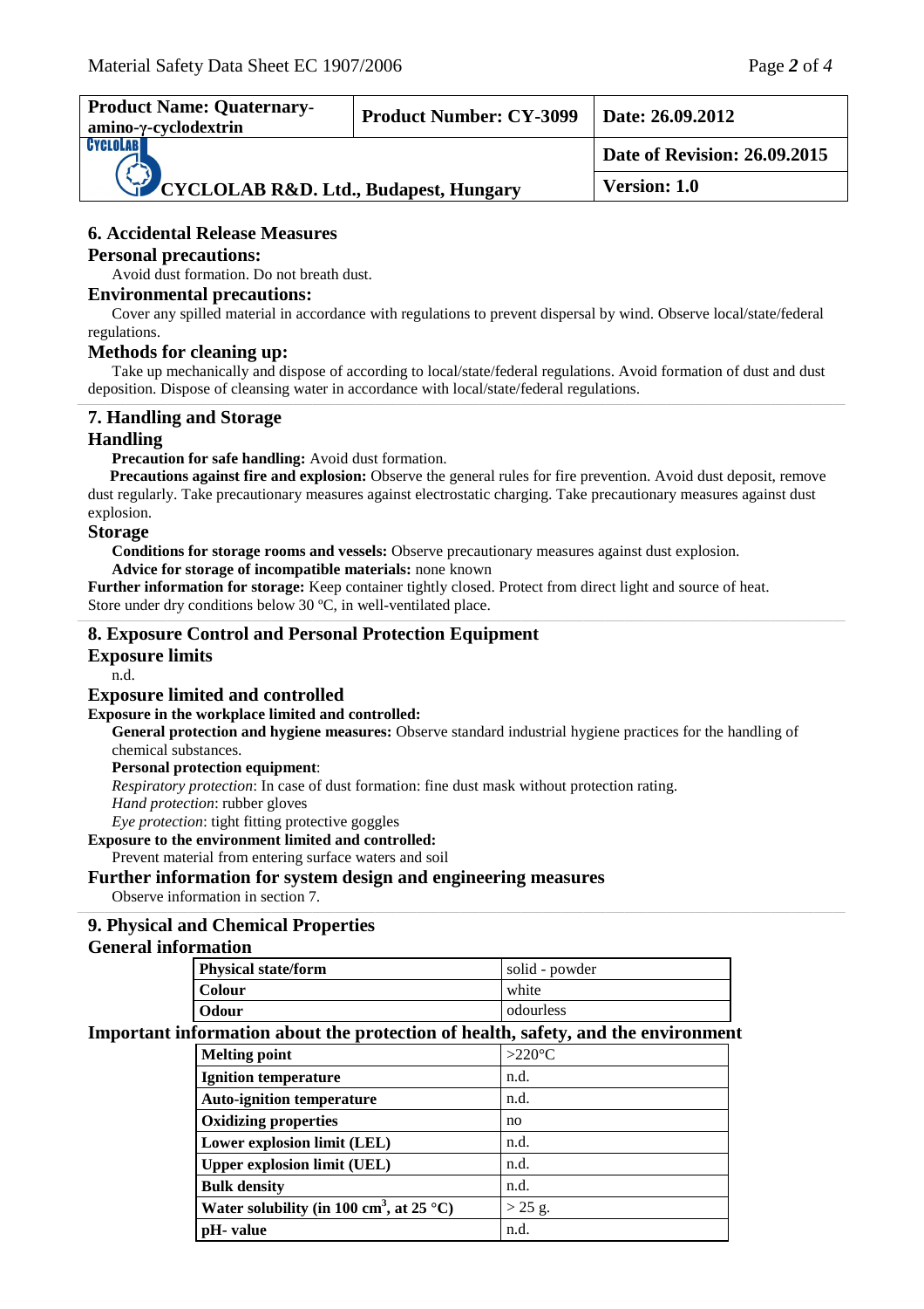| Product Name: Quaternary-amino-γ-cyclodextrin | Product Number: CY-3099 | Date: 26.09.2012 |
|---|---|---|
| CYCLOLAB R&D. Ltd., Budapest, Hungary | | Date of Revision: 26.09.2015 |
| | | Version: 1.0 |

## 6. Accidental Release Measures

### Personal precautions:

Avoid dust formation. Do not breath dust.

### Environmental precautions:

Cover any spilled material in accordance with regulations to prevent dispersal by wind. Observe local/state/federal regulations.

### Methods for cleaning up:

Take up mechanically and dispose of according to local/state/federal regulations. Avoid formation of dust and dust deposition. Dispose of cleansing water in accordance with local/state/federal regulations.

## 7. Handling and Storage

### Handling

**Precaution for safe handling:** Avoid dust formation.

**Precautions against fire and explosion:** Observe the general rules for fire prevention. Avoid dust deposit, remove dust regularly. Take precautionary measures against electrostatic charging. Take precautionary measures against dust explosion.

### Storage

**Conditions for storage rooms and vessels:** Observe precautionary measures against dust explosion.

**Advice for storage of incompatible materials:** none known

**Further information for storage:** Keep container tightly closed. Protect from direct light and source of heat. Store under dry conditions below 30 ºC, in well-ventilated place.

## 8. Exposure Control and Personal Protection Equipment

### Exposure limits

n.d.

### Exposure limited and controlled

**Exposure in the workplace limited and controlled:**

**General protection and hygiene measures:** Observe standard industrial hygiene practices for the handling of chemical substances.

**Personal protection equipment**:

*Respiratory protection*: In case of dust formation: fine dust mask without protection rating.

*Hand protection*: rubber gloves

*Eye protection*: tight fitting protective goggles

**Exposure to the environment limited and controlled:**

Prevent material from entering surface waters and soil

### Further information for system design and engineering measures

Observe information in section 7.

## 9. Physical and Chemical Properties

### General information

| Physical state/form | solid - powder |
|---|---|
| Colour | white |
| Odour | odourless |

### Important information about the protection of health, safety, and the environment

| Melting point | >220°C |
|---|---|
| Ignition temperature | n.d. |
| Auto-ignition temperature | n.d. |
| Oxidizing properties | no |
| Lower explosion limit (LEL) | n.d. |
| Upper explosion limit (UEL) | n.d. |
| Bulk density | n.d. |
| Water solubility (in 100 $cm^3$, at 25 °C) | > 25 g. |
| pH- value | n.d. |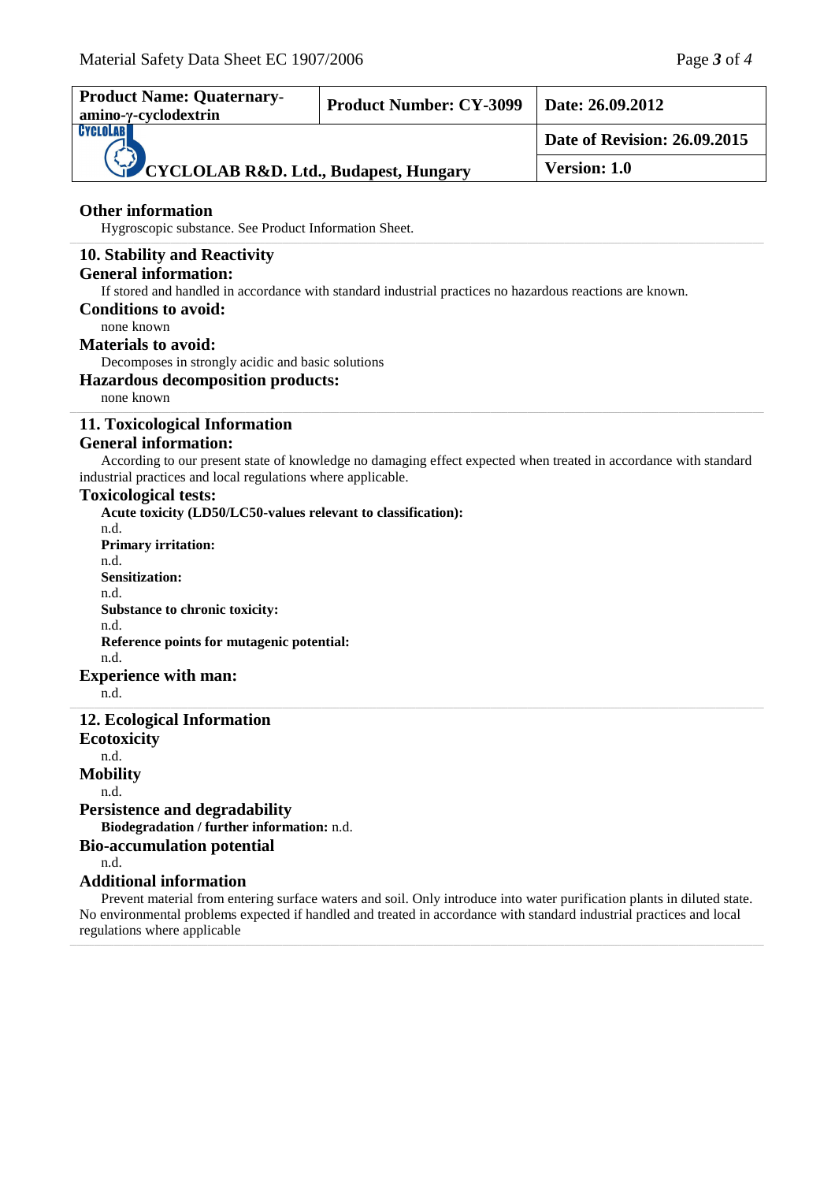### Other information

Hygroscopic substance. See Product Information Sheet.

## 10. Stability and Reactivity

### General information:

If stored and handled in accordance with standard industrial practices no hazardous reactions are known.

### Conditions to avoid:

none known

### Materials to avoid:

Decomposes in strongly acidic and basic solutions

### Hazardous decomposition products:

none known

## 11. Toxicological Information

### General information:

According to our present state of knowledge no damaging effect expected when treated in accordance with standard industrial practices and local regulations where applicable.

### Toxicological tests:

**Acute toxicity (LD50/LC50-values relevant to classification):**

n.d.

**Primary irritation:**

n.d.

**Sensitization:**

n.d.

**Substance to chronic toxicity:**

n.d.

**Reference points for mutagenic potential:**

n.d.

### Experience with man:

n.d.

## 12. Ecological Information

### Ecotoxicity

n.d.

### Mobility

n.d.

### Persistence and degradability

**Biodegradation / further information:** n.d.

### Bio-accumulation potential

n.d.

### Additional information

Prevent material from entering surface waters and soil. Only introduce into water purification plants in diluted state. No environmental problems expected if handled and treated in accordance with standard industrial practices and local regulations where applicable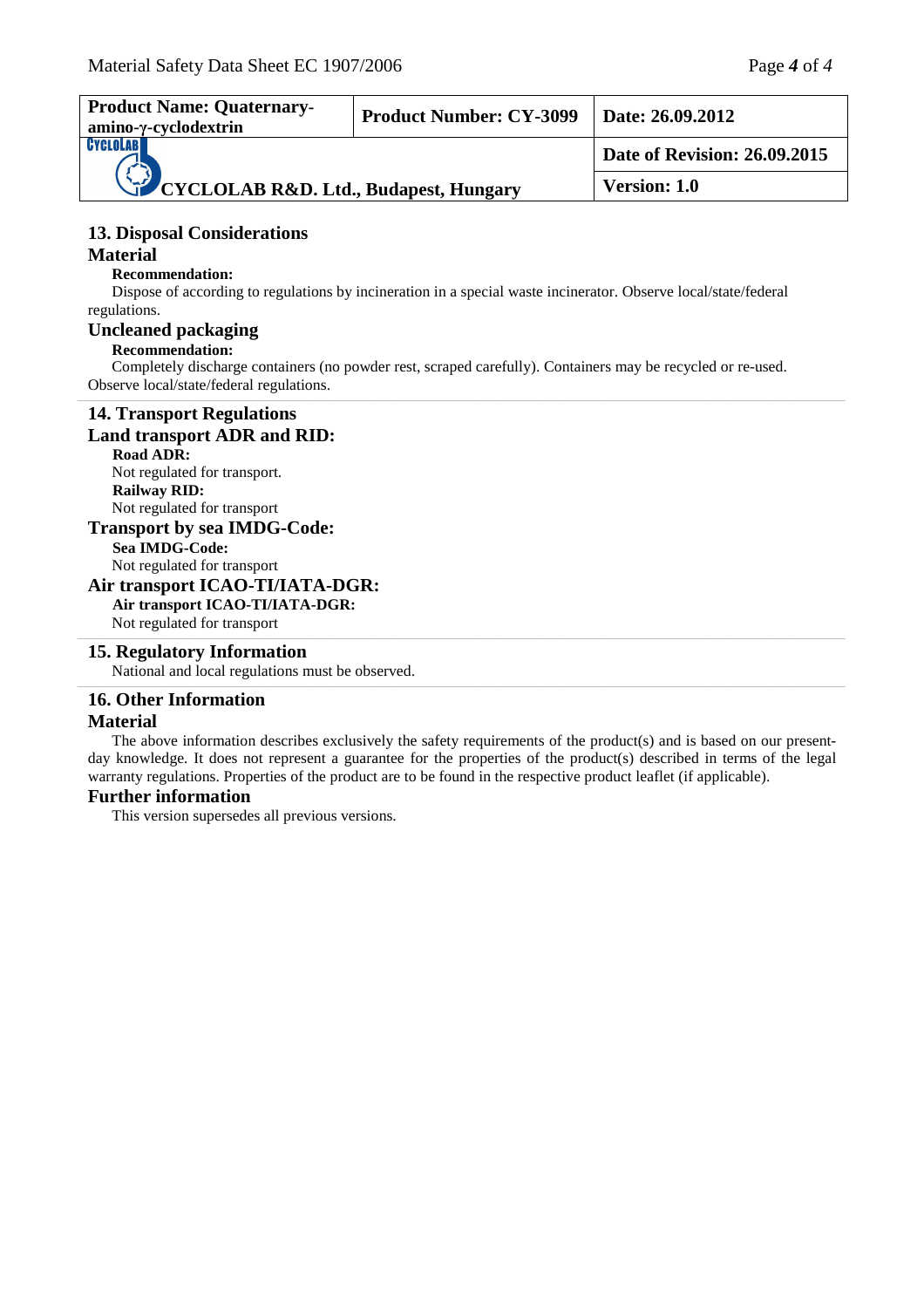## 13. Disposal Considerations

### Material

**Recommendation:**

Dispose of according to regulations by incineration in a special waste incinerator. Observe local/state/federal regulations.

### Uncleaned packaging

**Recommendation:**

Completely discharge containers (no powder rest, scraped carefully). Containers may be recycled or re-used. Observe local/state/federal regulations.

## 14. Transport Regulations

### Land transport ADR and RID:

**Road ADR:**

Not regulated for transport.

**Railway RID:**

Not regulated for transport

### Transport by sea IMDG-Code:

**Sea IMDG-Code:**

Not regulated for transport

### Air transport ICAO-TI/IATA-DGR:

**Air transport ICAO-TI/IATA-DGR:**

Not regulated for transport

## 15. Regulatory Information

National and local regulations must be observed.

## 16. Other Information

### Material

The above information describes exclusively the safety requirements of the product(s) and is based on our present-day knowledge. It does not represent a guarantee for the properties of the product(s) described in terms of the legal warranty regulations. Properties of the product are to be found in the respective product leaflet (if applicable).

### Further information

This version supersedes all previous versions.